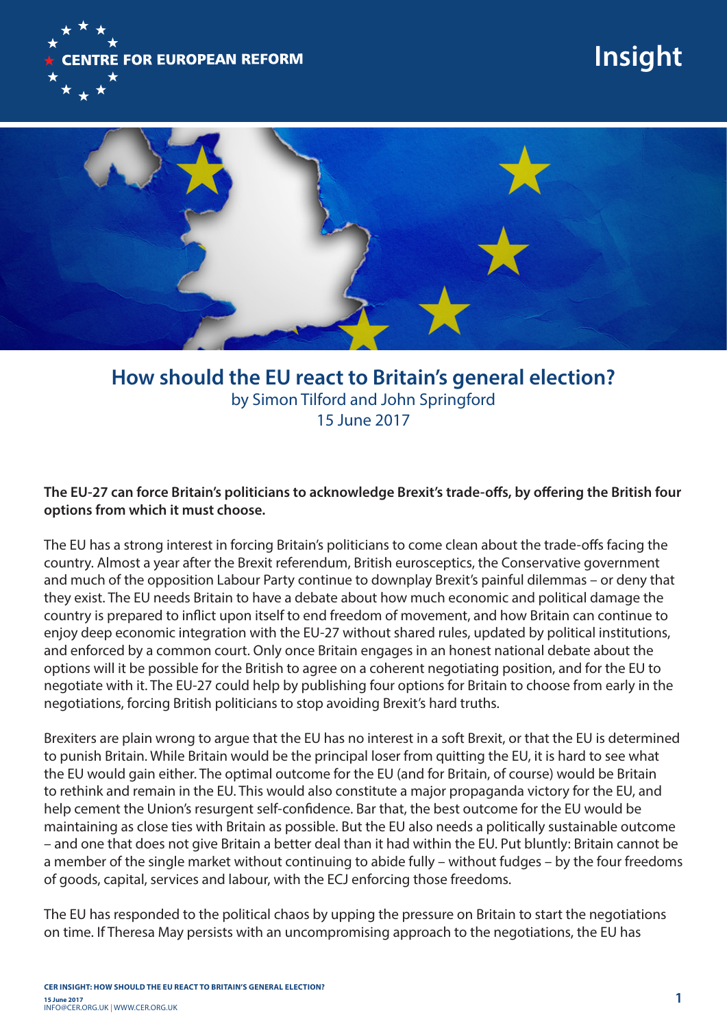CENTRE FOR EUROPEAN REFORM

Insight

# How should the EU react to Britain's general election?

by Simon Tilford and John Springford

15 June 2017

**The EU-27 can force Britain's politicians to acknowledge Brexit's trade-offs, by offering the British four options from which it must choose.**

The EU has a strong interest in forcing Britain's politicians to come clean about the trade-offs facing the country. Almost a year after the Brexit referendum, British eurosceptics, the Conservative government and much of the opposition Labour Party continue to downplay Brexit's painful dilemmas – or deny that they exist. The EU needs Britain to have a debate about how much economic and political damage the country is prepared to inflict upon itself to end freedom of movement, and how Britain can continue to enjoy deep economic integration with the EU-27 without shared rules, updated by political institutions, and enforced by a common court. Only once Britain engages in an honest national debate about the options will it be possible for the British to agree on a coherent negotiating position, and for the EU to negotiate with it. The EU-27 could help by publishing four options for Britain to choose from early in the negotiations, forcing British politicians to stop avoiding Brexit's hard truths.

Brexiters are plain wrong to argue that the EU has no interest in a soft Brexit, or that the EU is determined to punish Britain. While Britain would be the principal loser from quitting the EU, it is hard to see what the EU would gain either. The optimal outcome for the EU (and for Britain, of course) would be Britain to rethink and remain in the EU. This would also constitute a major propaganda victory for the EU, and help cement the Union's resurgent self-confidence. Bar that, the best outcome for the EU would be maintaining as close ties with Britain as possible. But the EU also needs a politically sustainable outcome – and one that does not give Britain a better deal than it had within the EU. Put bluntly: Britain cannot be a member of the single market without continuing to abide fully – without fudges – by the four freedoms of goods, capital, services and labour, with the ECJ enforcing those freedoms.

The EU has responded to the political chaos by upping the pressure on Britain to start the negotiations on time. If Theresa May persists with an uncompromising approach to the negotiations, the EU has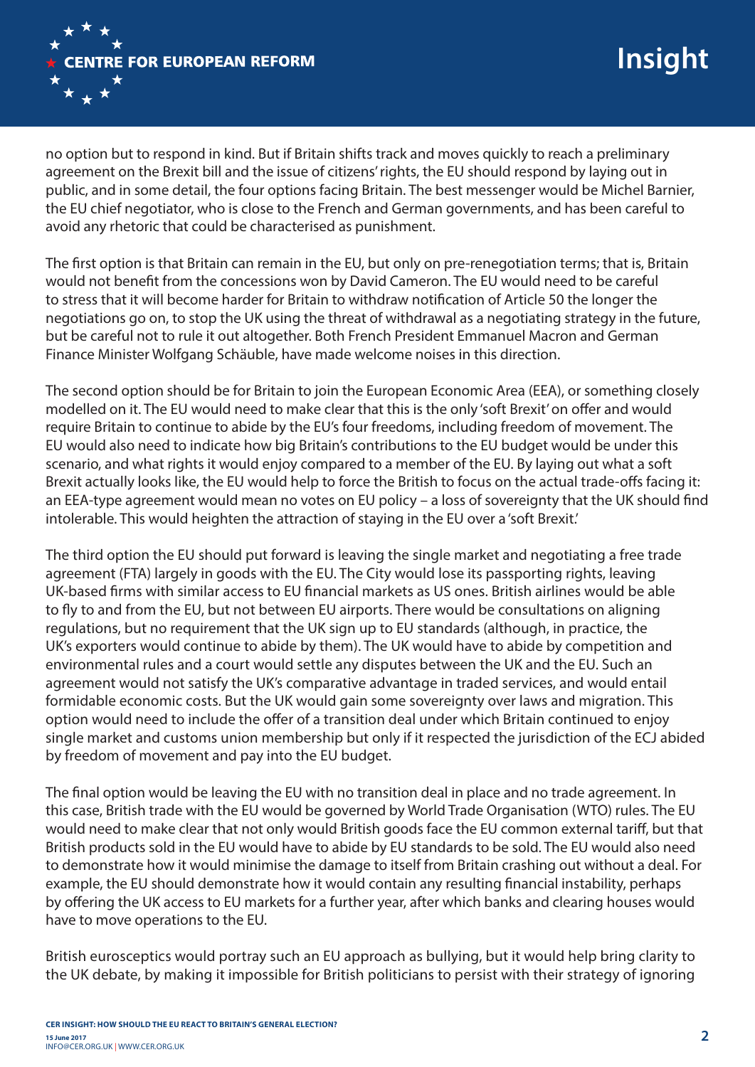no option but to respond in kind. But if Britain shifts track and moves quickly to reach a preliminary agreement on the Brexit bill and the issue of citizens' rights, the EU should respond by laying out in public, and in some detail, the four options facing Britain. The best messenger would be Michel Barnier, the EU chief negotiator, who is close to the French and German governments, and has been careful to avoid any rhetoric that could be characterised as punishment.

The first option is that Britain can remain in the EU, but only on pre-renegotiation terms; that is, Britain would not benefit from the concessions won by David Cameron. The EU would need to be careful to stress that it will become harder for Britain to withdraw notification of Article 50 the longer the negotiations go on, to stop the UK using the threat of withdrawal as a negotiating strategy in the future, but be careful not to rule it out altogether. Both French President Emmanuel Macron and German Finance Minister Wolfgang Schäuble, have made welcome noises in this direction.

The second option should be for Britain to join the European Economic Area (EEA), or something closely modelled on it. The EU would need to make clear that this is the only 'soft Brexit' on offer and would require Britain to continue to abide by the EU's four freedoms, including freedom of movement. The EU would also need to indicate how big Britain's contributions to the EU budget would be under this scenario, and what rights it would enjoy compared to a member of the EU. By laying out what a soft Brexit actually looks like, the EU would help to force the British to focus on the actual trade-offs facing it: an EEA-type agreement would mean no votes on EU policy – a loss of sovereignty that the UK should find intolerable. This would heighten the attraction of staying in the EU over a 'soft Brexit.'

The third option the EU should put forward is leaving the single market and negotiating a free trade agreement (FTA) largely in goods with the EU. The City would lose its passporting rights, leaving UK-based firms with similar access to EU financial markets as US ones. British airlines would be able to fly to and from the EU, but not between EU airports. There would be consultations on aligning regulations, but no requirement that the UK sign up to EU standards (although, in practice, the UK's exporters would continue to abide by them). The UK would have to abide by competition and environmental rules and a court would settle any disputes between the UK and the EU. Such an agreement would not satisfy the UK's comparative advantage in traded services, and would entail formidable economic costs. But the UK would gain some sovereignty over laws and migration. This option would need to include the offer of a transition deal under which Britain continued to enjoy single market and customs union membership but only if it respected the jurisdiction of the ECJ abided by freedom of movement and pay into the EU budget.

The final option would be leaving the EU with no transition deal in place and no trade agreement. In this case, British trade with the EU would be governed by World Trade Organisation (WTO) rules. The EU would need to make clear that not only would British goods face the EU common external tariff, but that British products sold in the EU would have to abide by EU standards to be sold. The EU would also need to demonstrate how it would minimise the damage to itself from Britain crashing out without a deal. For example, the EU should demonstrate how it would contain any resulting financial instability, perhaps by offering the UK access to EU markets for a further year, after which banks and clearing houses would have to move operations to the EU.

British eurosceptics would portray such an EU approach as bullying, but it would help bring clarity to the UK debate, by making it impossible for British politicians to persist with their strategy of ignoring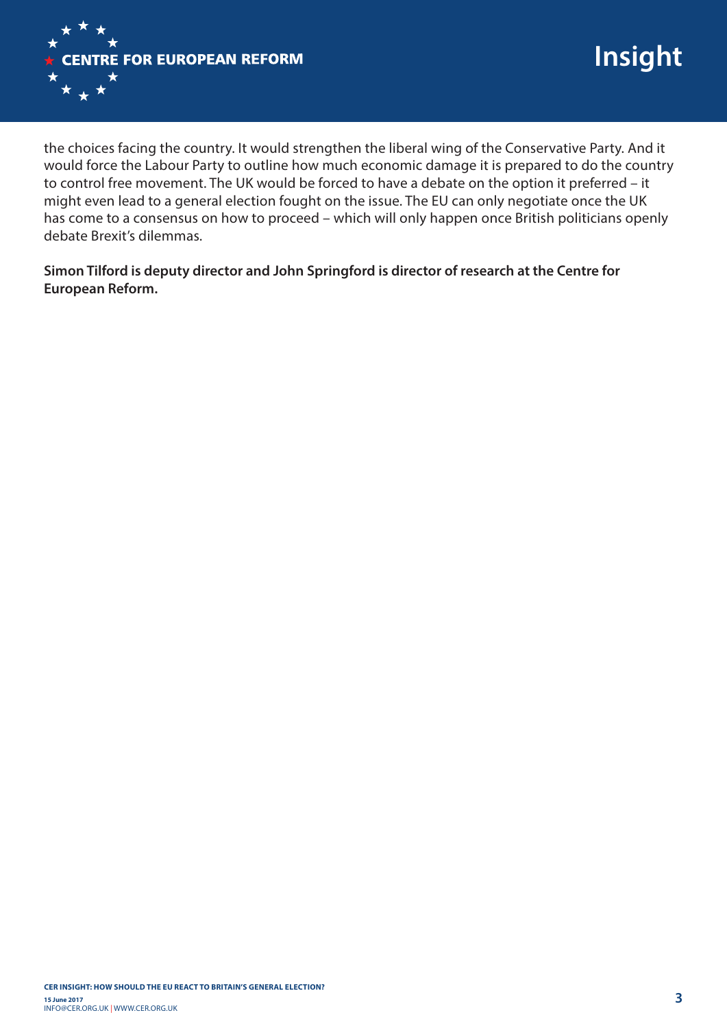the choices facing the country. It would strengthen the liberal wing of the Conservative Party. And it would force the Labour Party to outline how much economic damage it is prepared to do the country to control free movement. The UK would be forced to have a debate on the option it preferred – it might even lead to a general election fought on the issue. The EU can only negotiate once the UK has come to a consensus on how to proceed – which will only happen once British politicians openly debate Brexit's dilemmas.

**Simon Tilford is deputy director and John Springford is director of research at the Centre for European Reform.**